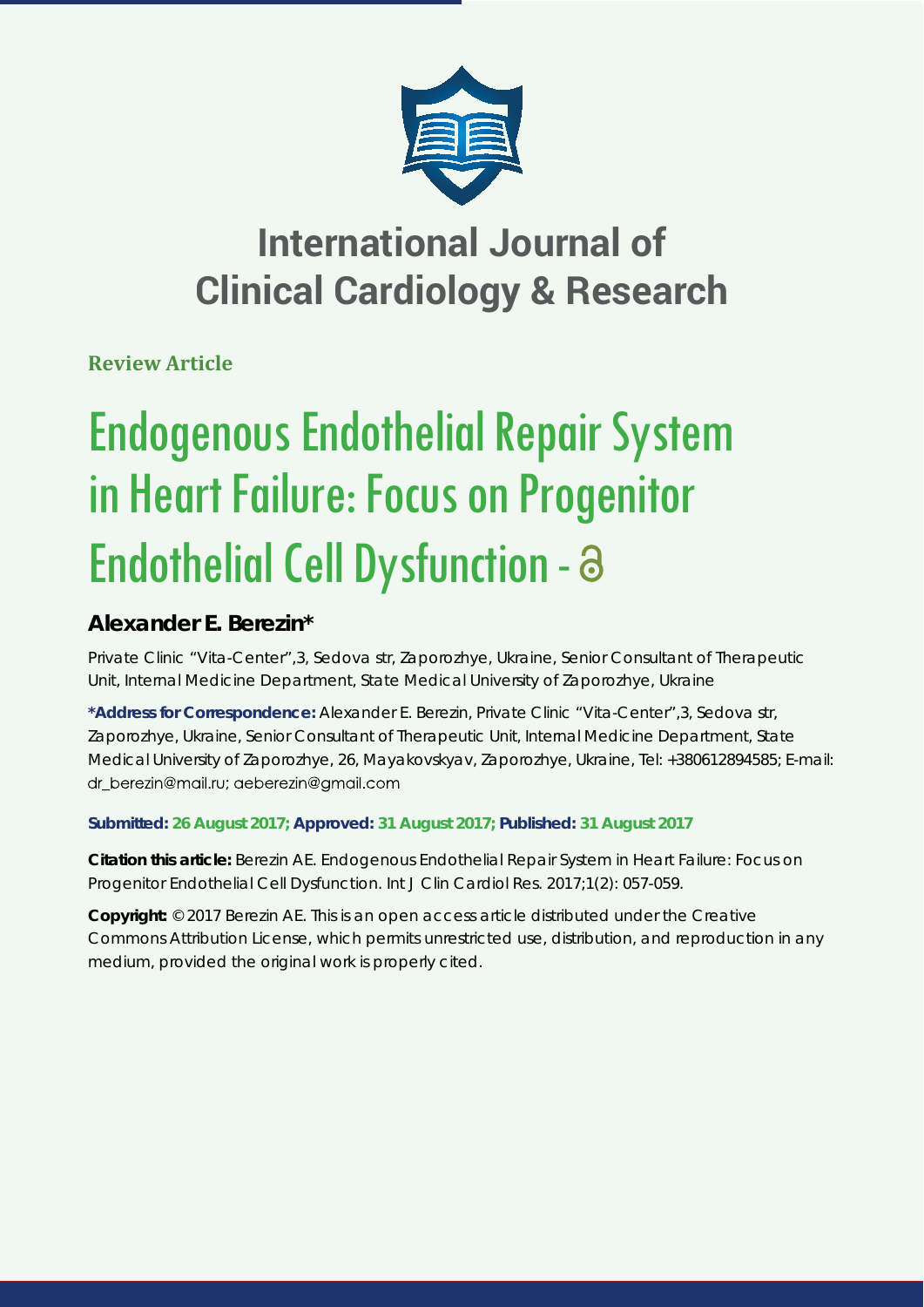# International Journal of Clinical Cardiology & Research

**Review Article**

# Endogenous Endothelial Repair System in Heart Failure: Focus on Progenitor Endothelial Cell Dysfunction -

**Alexander E. Berezin***

Private Clinic "Vita-Center",3, Sedova str, Zaporozhye, Ukraine, Senior Consultant of Therapeutic Unit, Internal Medicine Department, State Medical University of Zaporozhye, Ukraine

**\*Address for Correspondence:** Alexander E. Berezin, Private Clinic "Vita-Center",3, Sedova str, Zaporozhye, Ukraine, Senior Consultant of Therapeutic Unit, Internal Medicine Department, State Medical University of Zaporozhye, 26, Mayakovskyav, Zaporozhye, Ukraine, Tel: +380612894585; E-mail: dr_berezin@mail.ru; aeberezin@gmail.com

**Submitted: 26 August 2017; Approved: 31 August 2017; Published: 31 August 2017**

**Citation this article:** Berezin AE. Endogenous Endothelial Repair System in Heart Failure: Focus on Progenitor Endothelial Cell Dysfunction. Int J Clin Cardiol Res. 2017;1(2): 057-059.

**Copyright:** © 2017 Berezin AE. This is an open access article distributed under the Creative Commons Attribution License, which permits unrestricted use, distribution, and reproduction in any medium, provided the original work is properly cited.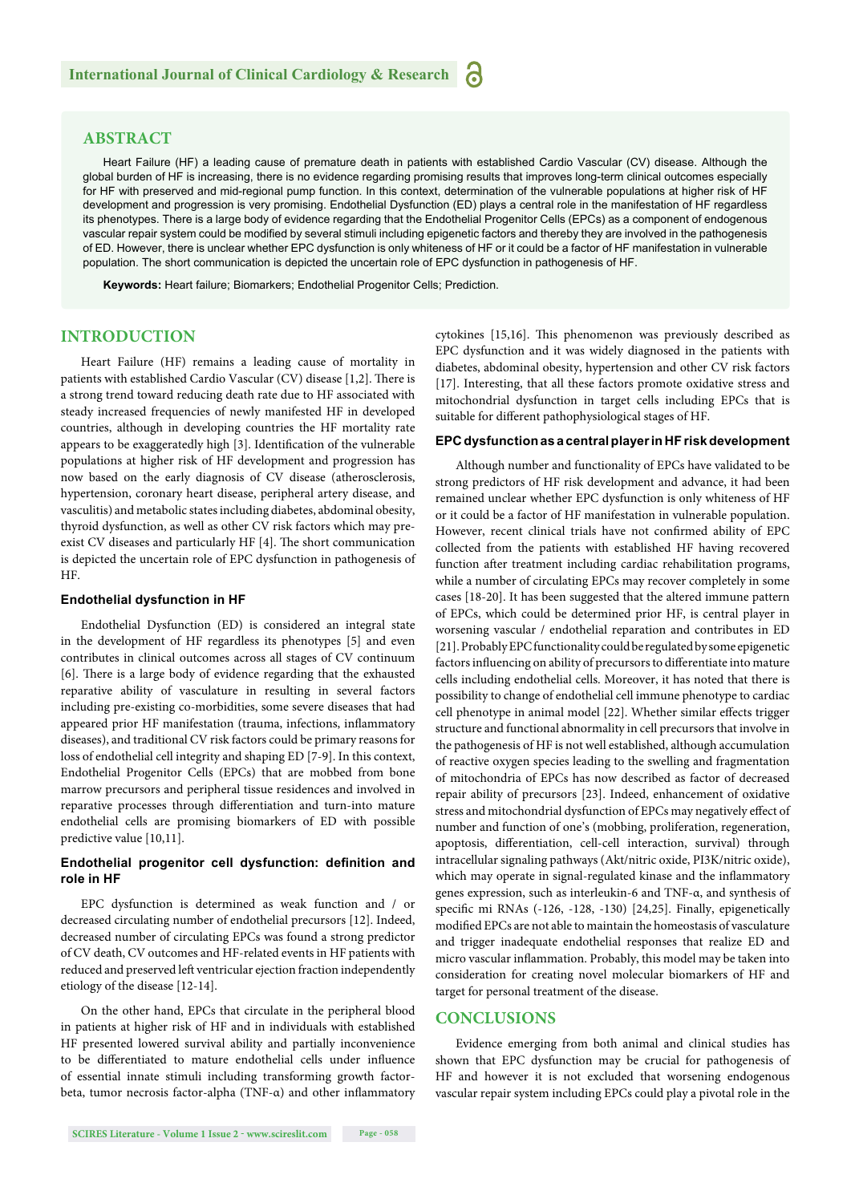## ABSTRACT

Heart Failure (HF) a leading cause of premature death in patients with established Cardio Vascular (CV) disease. Although the global burden of HF is increasing, there is no evidence regarding promising results that improves long-term clinical outcomes especially for HF with preserved and mid-regional pump function. In this context, determination of the vulnerable populations at higher risk of HF development and progression is very promising. Endothelial Dysfunction (ED) plays a central role in the manifestation of HF regardless its phenotypes. There is a large body of evidence regarding that the Endothelial Progenitor Cells (EPCs) as a component of endogenous vascular repair system could be modified by several stimuli including epigenetic factors and thereby they are involved in the pathogenesis of ED. However, there is unclear whether EPC dysfunction is only whiteness of HF or it could be a factor of HF manifestation in vulnerable population. The short communication is depicted the uncertain role of EPC dysfunction in pathogenesis of HF.

**Keywords:** Heart failure; Biomarkers; Endothelial Progenitor Cells; Prediction.

## INTRODUCTION

Heart Failure (HF) remains a leading cause of mortality in patients with established Cardio Vascular (CV) disease [1,2]. There is a strong trend toward reducing death rate due to HF associated with steady increased frequencies of newly manifested HF in developed countries, although in developing countries the HF mortality rate appears to be exaggeratedly high [3]. Identification of the vulnerable populations at higher risk of HF development and progression has now based on the early diagnosis of CV disease (atherosclerosis, hypertension, coronary heart disease, peripheral artery disease, and vasculitis) and metabolic states including diabetes, abdominal obesity, thyroid dysfunction, as well as other CV risk factors which may pre-exist CV diseases and particularly HF [4]. The short communication is depicted the uncertain role of EPC dysfunction in pathogenesis of HF.

### Endothelial dysfunction in HF

Endothelial Dysfunction (ED) is considered an integral state in the development of HF regardless its phenotypes [5] and even contributes in clinical outcomes across all stages of CV continuum [6]. There is a large body of evidence regarding that the exhausted reparative ability of vasculature in resulting in several factors including pre-existing co-morbidities, some severe diseases that had appeared prior HF manifestation (trauma, infections, inflammatory diseases), and traditional CV risk factors could be primary reasons for loss of endothelial cell integrity and shaping ED [7-9]. In this context, Endothelial Progenitor Cells (EPCs) that are mobbed from bone marrow precursors and peripheral tissue residences and involved in reparative processes through differentiation and turn-into mature endothelial cells are promising biomarkers of ED with possible predictive value [10,11].

### Endothelial progenitor cell dysfunction: definition and role in HF

EPC dysfunction is determined as weak function and / or decreased circulating number of endothelial precursors [12]. Indeed, decreased number of circulating EPCs was found a strong predictor of CV death, CV outcomes and HF-related events in HF patients with reduced and preserved left ventricular ejection fraction independently etiology of the disease [12-14].

On the other hand, EPCs that circulate in the peripheral blood in patients at higher risk of HF and in individuals with established HF presented lowered survival ability and partially inconvenience to be differentiated to mature endothelial cells under influence of essential innate stimuli including transforming growth factor-beta, tumor necrosis factor-alpha (TNF-α) and other inflammatory cytokines [15,16]. This phenomenon was previously described as EPC dysfunction and it was widely diagnosed in the patients with diabetes, abdominal obesity, hypertension and other CV risk factors [17]. Interesting, that all these factors promote oxidative stress and mitochondrial dysfunction in target cells including EPCs that is suitable for different pathophysiological stages of HF.

### EPC dysfunction as a central player in HF risk development

Although number and functionality of EPCs have validated to be strong predictors of HF risk development and advance, it had been remained unclear whether EPC dysfunction is only whiteness of HF or it could be a factor of HF manifestation in vulnerable population. However, recent clinical trials have not confirmed ability of EPC collected from the patients with established HF having recovered function after treatment including cardiac rehabilitation programs, while a number of circulating EPCs may recover completely in some cases [18-20]. It has been suggested that the altered immune pattern of EPCs, which could be determined prior HF, is central player in worsening vascular / endothelial reparation and contributes in ED [21]. Probably EPC functionality could be regulated by some epigenetic factors influencing on ability of precursors to differentiate into mature cells including endothelial cells. Moreover, it has noted that there is possibility to change of endothelial cell immune phenotype to cardiac cell phenotype in animal model [22]. Whether similar effects trigger structure and functional abnormality in cell precursors that involve in the pathogenesis of HF is not well established, although accumulation of reactive oxygen species leading to the swelling and fragmentation of mitochondria of EPCs has now described as factor of decreased repair ability of precursors [23]. Indeed, enhancement of oxidative stress and mitochondrial dysfunction of EPCs may negatively effect of number and function of one's (mobbing, proliferation, regeneration, apoptosis, differentiation, cell-cell interaction, survival) through intracellular signaling pathways (Akt/nitric oxide, PI3K/nitric oxide), which may operate in signal-regulated kinase and the inflammatory genes expression, such as interleukin-6 and TNF-α, and synthesis of specific mi RNAs (-126, -128, -130) [24,25]. Finally, epigenetically modified EPCs are not able to maintain the homeostasis of vasculature and trigger inadequate endothelial responses that realize ED and micro vascular inflammation. Probably, this model may be taken into consideration for creating novel molecular biomarkers of HF and target for personal treatment of the disease.

## CONCLUSIONS

Evidence emerging from both animal and clinical studies has shown that EPC dysfunction may be crucial for pathogenesis of HF and however it is not excluded that worsening endogenous vascular repair system including EPCs could play a pivotal role in the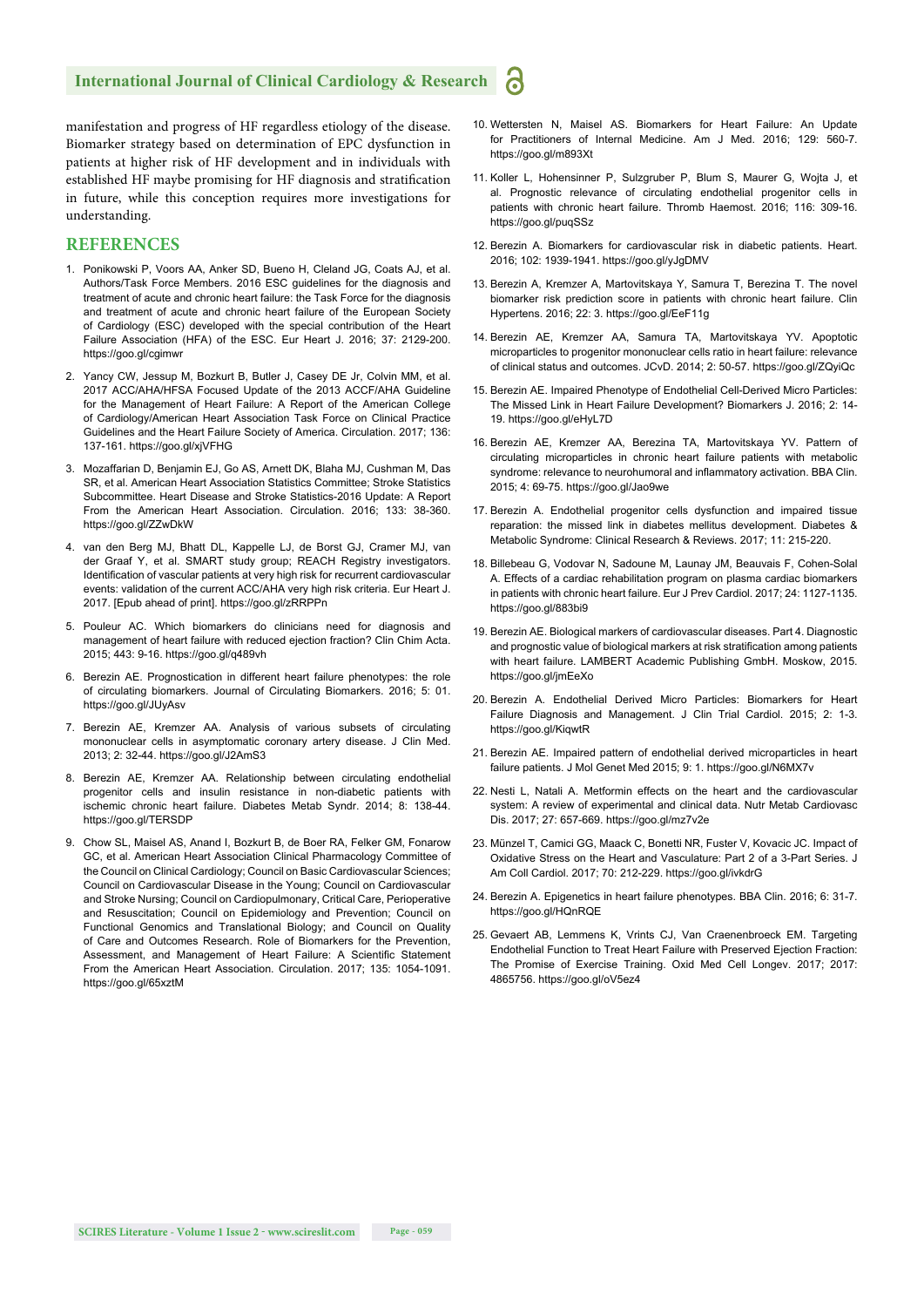manifestation and progress of HF regardless etiology of the disease. Biomarker strategy based on determination of EPC dysfunction in patients at higher risk of HF development and in individuals with established HF maybe promising for HF diagnosis and stratification in future, while this conception requires more investigations for understanding.

## REFERENCES

1. Ponikowski P, Voors AA, Anker SD, Bueno H, Cleland JG, Coats AJ, et al. Authors/Task Force Members. 2016 ESC guidelines for the diagnosis and treatment of acute and chronic heart failure: the Task Force for the diagnosis and treatment of acute and chronic heart failure of the European Society of Cardiology (ESC) developed with the special contribution of the Heart Failure Association (HFA) of the ESC. Eur Heart J. 2016; 37: 2129-200. https://goo.gl/cgimwr

2. Yancy CW, Jessup M, Bozkurt B, Butler J, Casey DE Jr, Colvin MM, et al. 2017 ACC/AHA/HFSA Focused Update of the 2013 ACCF/AHA Guideline for the Management of Heart Failure: A Report of the American College of Cardiology/American Heart Association Task Force on Clinical Practice Guidelines and the Heart Failure Society of America. Circulation. 2017; 136: 137-161. https://goo.gl/xjVFHG

3. Mozaffarian D, Benjamin EJ, Go AS, Arnett DK, Blaha MJ, Cushman M, Das SR, et al. American Heart Association Statistics Committee; Stroke Statistics Subcommittee. Heart Disease and Stroke Statistics-2016 Update: A Report From the American Heart Association. Circulation. 2016; 133: 38-360. https://goo.gl/ZZwDkW

4. van den Berg MJ, Bhatt DL, Kappelle LJ, de Borst GJ, Cramer MJ, van der Graaf Y, et al. SMART study group; REACH Registry investigators. Identification of vascular patients at very high risk for recurrent cardiovascular events: validation of the current ACC/AHA very high risk criteria. Eur Heart J. 2017. [Epub ahead of print]. https://goo.gl/zRRPPn

5. Pouleur AC. Which biomarkers do clinicians need for diagnosis and management of heart failure with reduced ejection fraction? Clin Chim Acta. 2015; 443: 9-16. https://goo.gl/q489vh

6. Berezin AE. Prognostication in different heart failure phenotypes: the role of circulating biomarkers. Journal of Circulating Biomarkers. 2016; 5: 01. https://goo.gl/JUyAsv

7. Berezin AE, Kremzer AA. Analysis of various subsets of circulating mononuclear cells in asymptomatic coronary artery disease. J Clin Med. 2013; 2: 32-44. https://goo.gl/J2AmS3

8. Berezin AE, Kremzer AA. Relationship between circulating endothelial progenitor cells and insulin resistance in non-diabetic patients with ischemic chronic heart failure. Diabetes Metab Syndr. 2014; 8: 138-44. https://goo.gl/TERSDP

9. Chow SL, Maisel AS, Anand I, Bozkurt B, de Boer RA, Felker GM, Fonarow GC, et al. American Heart Association Clinical Pharmacology Committee of the Council on Clinical Cardiology; Council on Basic Cardiovascular Sciences; Council on Cardiovascular Disease in the Young; Council on Cardiovascular and Stroke Nursing; Council on Cardiopulmonary, Critical Care, Perioperative and Resuscitation; Council on Epidemiology and Prevention; Council on Functional Genomics and Translational Biology; and Council on Quality of Care and Outcomes Research. Role of Biomarkers for the Prevention, Assessment, and Management of Heart Failure: A Scientific Statement From the American Heart Association. Circulation. 2017; 135: 1054-1091. https://goo.gl/65xztM

10. Wettersten N, Maisel AS. Biomarkers for Heart Failure: An Update for Practitioners of Internal Medicine. Am J Med. 2016; 129: 560-7. https://goo.gl/m893Xt

11. Koller L, Hohensinner P, Sulzgruber P, Blum S, Maurer G, Wojta J, et al. Prognostic relevance of circulating endothelial progenitor cells in patients with chronic heart failure. Thromb Haemost. 2016; 116: 309-16. https://goo.gl/puqSSz

12. Berezin A. Biomarkers for cardiovascular risk in diabetic patients. Heart. 2016; 102: 1939-1941. https://goo.gl/yJgDMV

13. Berezin A, Kremzer A, Martovitskaya Y, Samura T, Berezina T. The novel biomarker risk prediction score in patients with chronic heart failure. Clin Hypertens. 2016; 22: 3. https://goo.gl/EeF11g

14. Berezin AE, Kremzer AA, Samura TA, Martovitskaya YV. Apoptotic microparticles to progenitor mononuclear cells ratio in heart failure: relevance of clinical status and outcomes. JCvD. 2014; 2: 50-57. https://goo.gl/ZQyiQc

15. Berezin AE. Impaired Phenotype of Endothelial Cell-Derived Micro Particles: The Missed Link in Heart Failure Development? Biomarkers J. 2016; 2: 14-19. https://goo.gl/eHyL7D

16. Berezin AE, Kremzer AA, Berezina TA, Martovitskaya YV. Pattern of circulating microparticles in chronic heart failure patients with metabolic syndrome: relevance to neurohumoral and inflammatory activation. BBA Clin. 2015; 4: 69-75. https://goo.gl/Jao9we

17. Berezin A. Endothelial progenitor cells dysfunction and impaired tissue reparation: the missed link in diabetes mellitus development. Diabetes & Metabolic Syndrome: Clinical Research & Reviews. 2017; 11: 215-220.

18. Billebeau G, Vodovar N, Sadoune M, Launay JM, Beauvais F, Cohen-Solal A. Effects of a cardiac rehabilitation program on plasma cardiac biomarkers in patients with chronic heart failure. Eur J Prev Cardiol. 2017; 24: 1127-1135. https://goo.gl/883bi9

19. Berezin AE. Biological markers of cardiovascular diseases. Part 4. Diagnostic and prognostic value of biological markers at risk stratification among patients with heart failure. LAMBERT Academic Publishing GmbH. Moskow, 2015. https://goo.gl/jmEeXo

20. Berezin A. Endothelial Derived Micro Particles: Biomarkers for Heart Failure Diagnosis and Management. J Clin Trial Cardiol. 2015; 2: 1-3. https://goo.gl/KiqwtR

21. Berezin AE. Impaired pattern of endothelial derived microparticles in heart failure patients. J Mol Genet Med 2015; 9: 1. https://goo.gl/N6MX7v

22. Nesti L, Natali A. Metformin effects on the heart and the cardiovascular system: A review of experimental and clinical data. Nutr Metab Cardiovasc Dis. 2017; 27: 657-669. https://goo.gl/mz7v2e

23. Münzel T, Camici GG, Maack C, Bonetti NR, Fuster V, Kovacic JC. Impact of Oxidative Stress on the Heart and Vasculature: Part 2 of a 3-Part Series. J Am Coll Cardiol. 2017; 70: 212-229. https://goo.gl/ivkdrG

24. Berezin A. Epigenetics in heart failure phenotypes. BBA Clin. 2016; 6: 31-7. https://goo.gl/HQnRQE

25. Gevaert AB, Lemmens K, Vrints CJ, Van Craenenbroeck EM. Targeting Endothelial Function to Treat Heart Failure with Preserved Ejection Fraction: The Promise of Exercise Training. Oxid Med Cell Longev. 2017; 2017: 4865756. https://goo.gl/oV5ez4